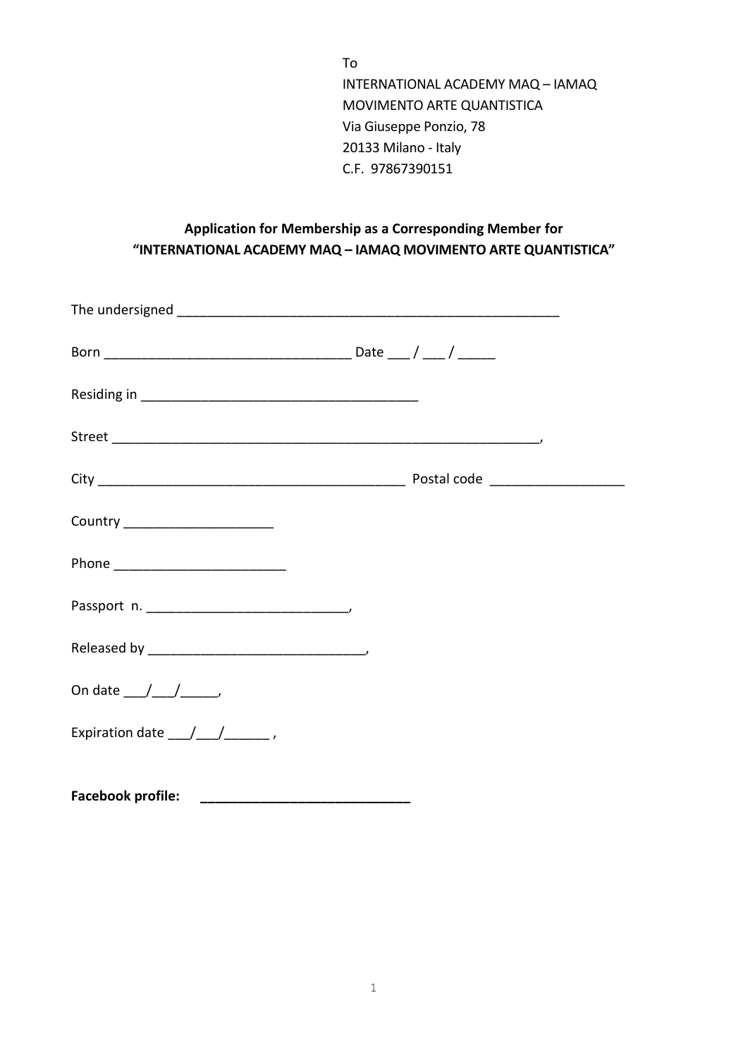To
INTERNATIONAL ACADEMY MAQ – IAMAQ
MOVIMENTO ARTE QUANTISTICA
Via Giuseppe Ponzio, 78
20133 Milano - Italy
C.F. 97867390151

**Application for Membership as a Corresponding Member for**
**"INTERNATIONAL ACADEMY MAQ – IAMAQ MOVIMENTO ARTE QUANTISTICA"**

The undersigned ____________________________________________________

Born _________________________________ Date ___ / ___ / _____

Residing in _____________________________________

Street __________________________________________________________,

City _________________________________________ Postal code __________________

Country ____________________

Phone _______________________

Passport n. ___________________________,

Released by _____________________________,

On date ___/___/_____,

Expiration date ___/___/______ ,

**Facebook profile:** _____________________________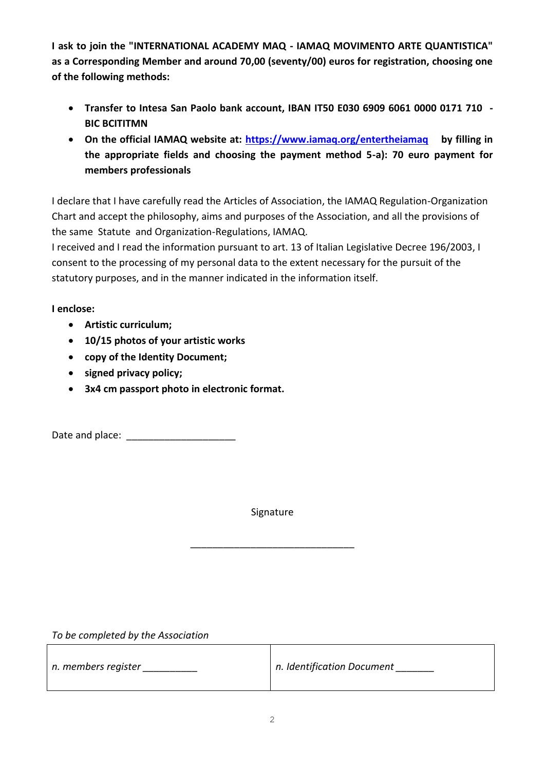**I ask to join the "INTERNATIONAL ACADEMY MAQ - IAMAQ MOVIMENTO ARTE QUANTISTICA" as a Corresponding Member and around 70,00 (seventy/00) euros for registration, choosing one of the following methods:**

- **Transfer to Intesa San Paolo bank account, IBAN IT50 E030 6909 6061 0000 0171 710 - BIC BCITITMN**
- **On the official IAMAQ website at: [https://www.iamaq.org/entertheiamaq](https://www.iamaq.org/entertheiamaq) by filling in the appropriate fields and choosing the payment method 5-a): 70 euro payment for members professionals**

I declare that I have carefully read the Articles of Association, the IAMAQ Regulation-Organization Chart and accept the philosophy, aims and purposes of the Association, and all the provisions of the same Statute and Organization-Regulations, IAMAQ.
I received and I read the information pursuant to art. 13 of Italian Legislative Decree 196/2003, I consent to the processing of my personal data to the extent necessary for the pursuit of the statutory purposes, and in the manner indicated in the information itself.

**I enclose:**

- **Artistic curriculum;**
- **10/15 photos of your artistic works**
- **copy of the Identity Document;**
- **signed privacy policy;**
- **3x4 cm passport photo in electronic format.**

Date and place: ____________________

Signature

______________________________

*To be completed by the Association*

| | |
|---|---|
| *n. members register* __________ | *n. Identification Document* _______ |